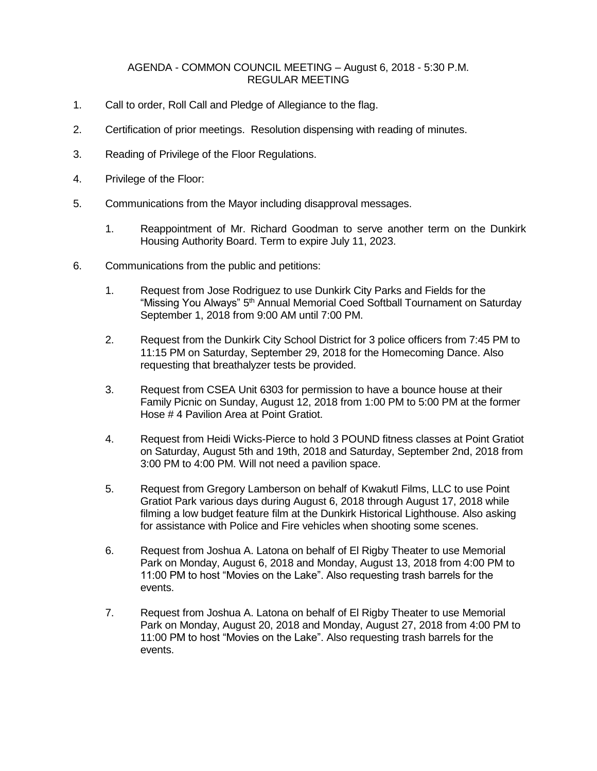# AGENDA - COMMON COUNCIL MEETING – August 6, 2018 - 5:30 P.M.
## REGULAR MEETING

1. Call to order, Roll Call and Pledge of Allegiance to the flag.

2. Certification of prior meetings. Resolution dispensing with reading of minutes.

3. Reading of Privilege of the Floor Regulations.

4. Privilege of the Floor:

5. Communications from the Mayor including disapproval messages.

    1. Reappointment of Mr. Richard Goodman to serve another term on the Dunkirk Housing Authority Board. Term to expire July 11, 2023.

6. Communications from the public and petitions:

    1. Request from Jose Rodriguez to use Dunkirk City Parks and Fields for the "Missing You Always" 5th Annual Memorial Coed Softball Tournament on Saturday September 1, 2018 from 9:00 AM until 7:00 PM.

    2. Request from the Dunkirk City School District for 3 police officers from 7:45 PM to 11:15 PM on Saturday, September 29, 2018 for the Homecoming Dance. Also requesting that breathalyzer tests be provided.

    3. Request from CSEA Unit 6303 for permission to have a bounce house at their Family Picnic on Sunday, August 12, 2018 from 1:00 PM to 5:00 PM at the former Hose # 4 Pavilion Area at Point Gratiot.

    4. Request from Heidi Wicks-Pierce to hold 3 POUND fitness classes at Point Gratiot on Saturday, August 5th and 19th, 2018 and Saturday, September 2nd, 2018 from 3:00 PM to 4:00 PM. Will not need a pavilion space.

    5. Request from Gregory Lamberson on behalf of Kwakutl Films, LLC to use Point Gratiot Park various days during August 6, 2018 through August 17, 2018 while filming a low budget feature film at the Dunkirk Historical Lighthouse. Also asking for assistance with Police and Fire vehicles when shooting some scenes.

    6. Request from Joshua A. Latona on behalf of El Rigby Theater to use Memorial Park on Monday, August 6, 2018 and Monday, August 13, 2018 from 4:00 PM to 11:00 PM to host "Movies on the Lake". Also requesting trash barrels for the events.

    7. Request from Joshua A. Latona on behalf of El Rigby Theater to use Memorial Park on Monday, August 20, 2018 and Monday, August 27, 2018 from 4:00 PM to 11:00 PM to host "Movies on the Lake". Also requesting trash barrels for the events.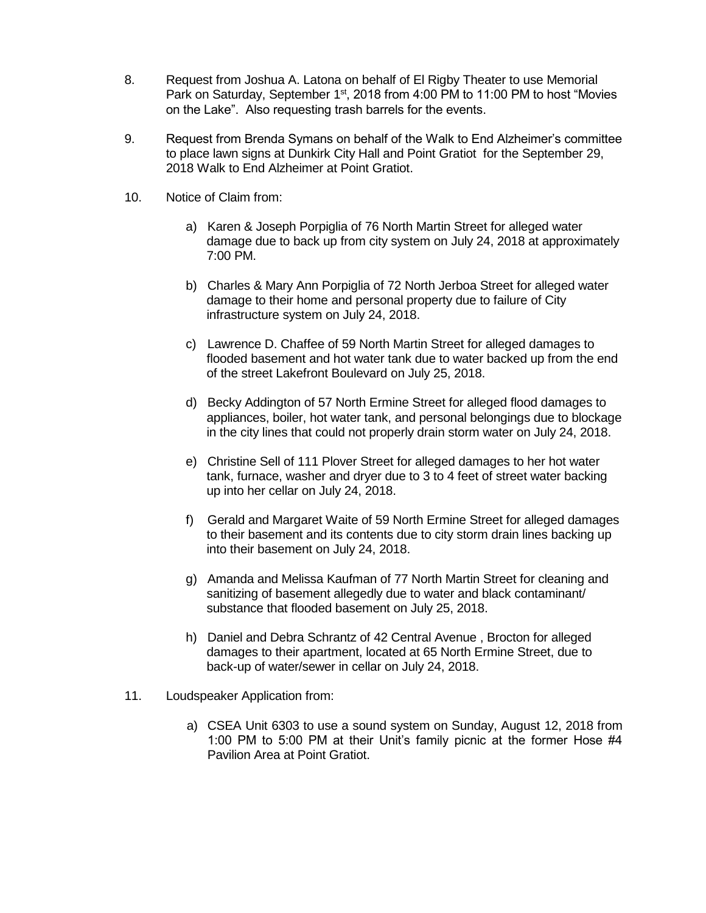8. Request from Joshua A. Latona on behalf of El Rigby Theater to use Memorial Park on Saturday, September 1st, 2018 from 4:00 PM to 11:00 PM to host "Movies on the Lake". Also requesting trash barrels for the events.

9. Request from Brenda Symans on behalf of the Walk to End Alzheimer's committee to place lawn signs at Dunkirk City Hall and Point Gratiot for the September 29, 2018 Walk to End Alzheimer at Point Gratiot.

10. Notice of Claim from:

    a) Karen & Joseph Porpiglia of 76 North Martin Street for alleged water damage due to back up from city system on July 24, 2018 at approximately 7:00 PM.

    b) Charles & Mary Ann Porpiglia of 72 North Jerboa Street for alleged water damage to their home and personal property due to failure of City infrastructure system on July 24, 2018.

    c) Lawrence D. Chaffee of 59 North Martin Street for alleged damages to flooded basement and hot water tank due to water backed up from the end of the street Lakefront Boulevard on July 25, 2018.

    d) Becky Addington of 57 North Ermine Street for alleged flood damages to appliances, boiler, hot water tank, and personal belongings due to blockage in the city lines that could not properly drain storm water on July 24, 2018.

    e) Christine Sell of 111 Plover Street for alleged damages to her hot water tank, furnace, washer and dryer due to 3 to 4 feet of street water backing up into her cellar on July 24, 2018.

    f) Gerald and Margaret Waite of 59 North Ermine Street for alleged damages to their basement and its contents due to city storm drain lines backing up into their basement on July 24, 2018.

    g) Amanda and Melissa Kaufman of 77 North Martin Street for cleaning and sanitizing of basement allegedly due to water and black contaminant/ substance that flooded basement on July 25, 2018.

    h) Daniel and Debra Schrantz of 42 Central Avenue , Brocton for alleged damages to their apartment, located at 65 North Ermine Street, due to back-up of water/sewer in cellar on July 24, 2018.

11. Loudspeaker Application from:

    a) CSEA Unit 6303 to use a sound system on Sunday, August 12, 2018 from 1:00 PM to 5:00 PM at their Unit's family picnic at the former Hose #4 Pavilion Area at Point Gratiot.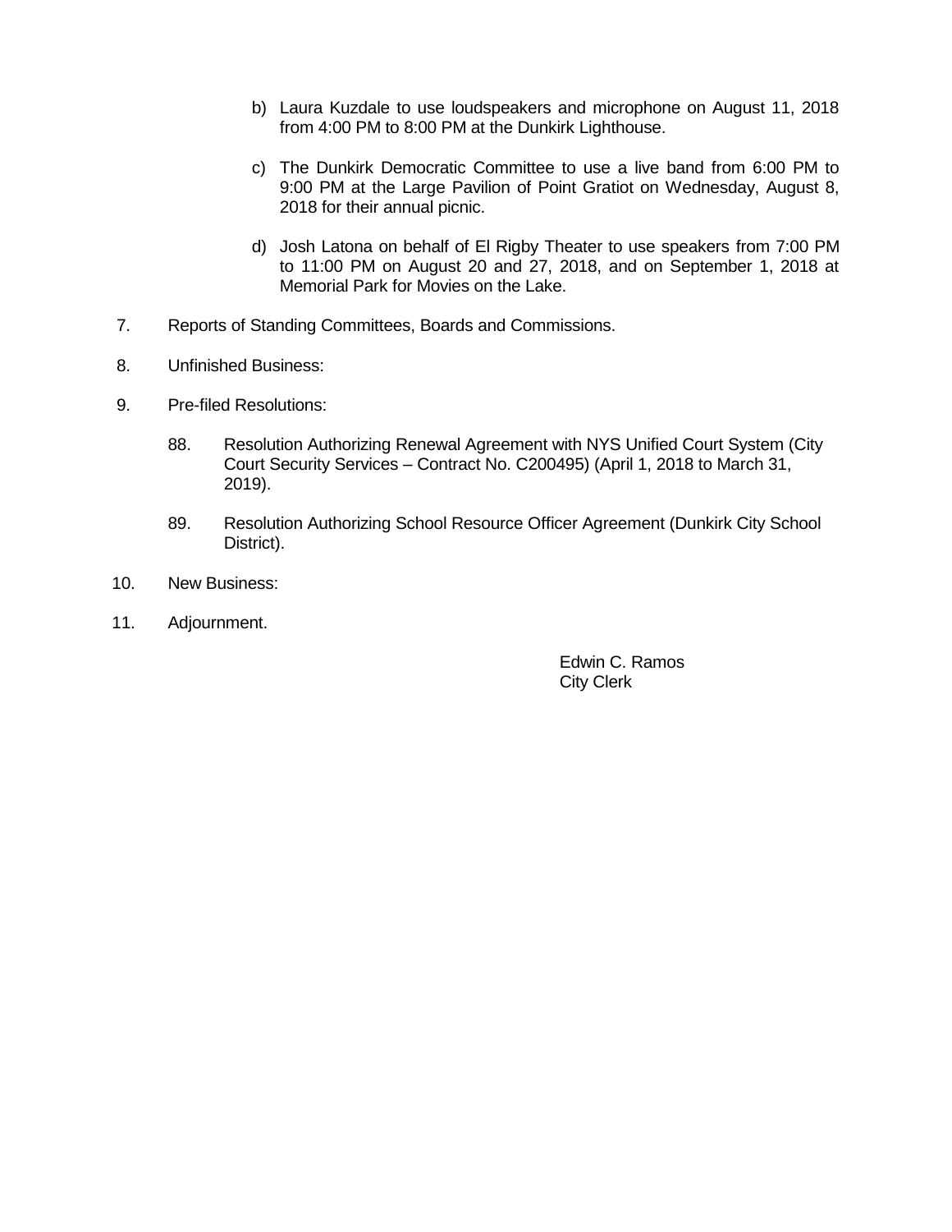b) Laura Kuzdale to use loudspeakers and microphone on August 11, 2018 from 4:00 PM to 8:00 PM at the Dunkirk Lighthouse.

c) The Dunkirk Democratic Committee to use a live band from 6:00 PM to 9:00 PM at the Large Pavilion of Point Gratiot on Wednesday, August 8, 2018 for their annual picnic.

d) Josh Latona on behalf of El Rigby Theater to use speakers from 7:00 PM to 11:00 PM on August 20 and 27, 2018, and on September 1, 2018 at Memorial Park for Movies on the Lake.

7. Reports of Standing Committees, Boards and Commissions.

8. Unfinished Business:

9. Pre-filed Resolutions:

   88. Resolution Authorizing Renewal Agreement with NYS Unified Court System (City Court Security Services – Contract No. C200495) (April 1, 2018 to March 31, 2019).

   89. Resolution Authorizing School Resource Officer Agreement (Dunkirk City School District).

10. New Business:

11. Adjournment.

Edwin C. Ramos
City Clerk